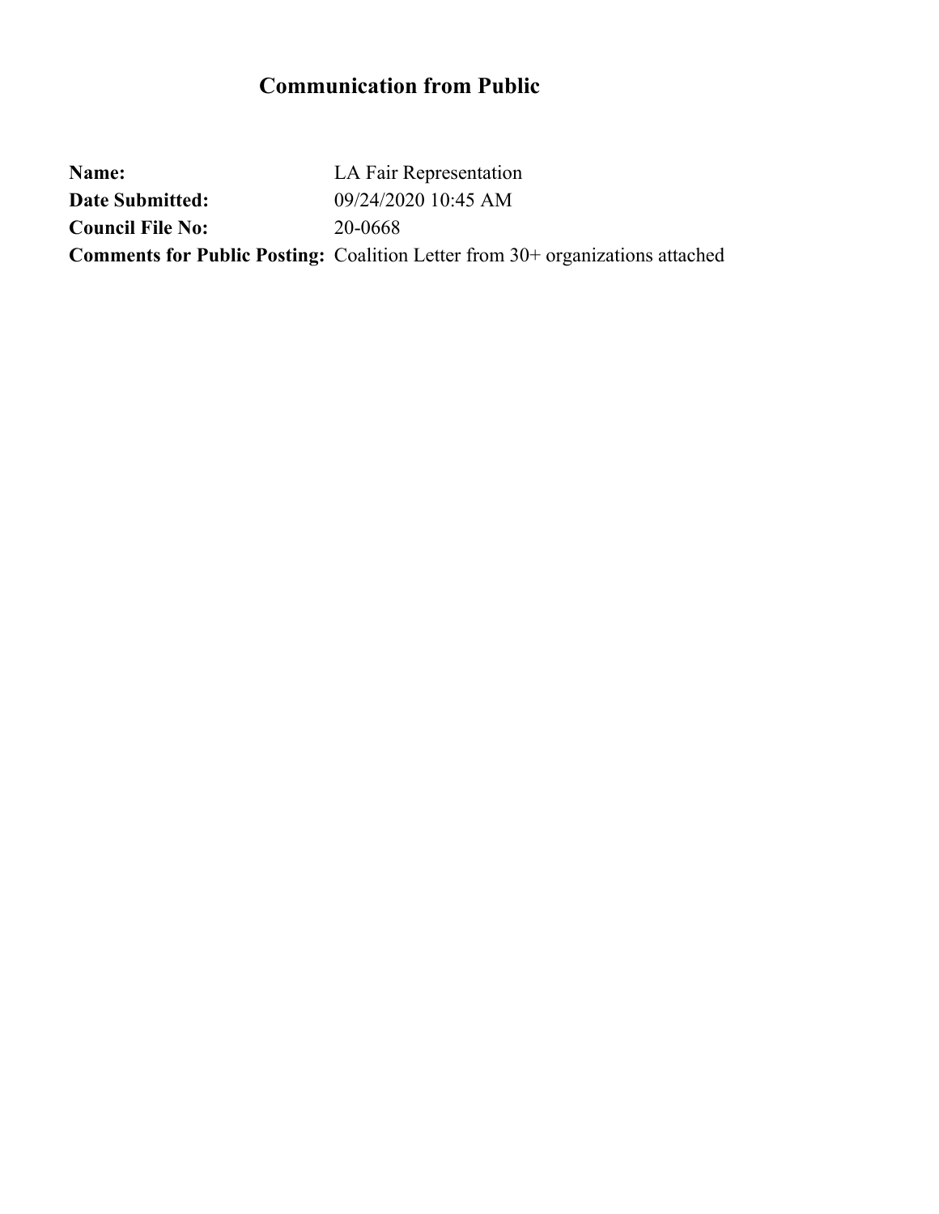# Communication from Public

**Name:** LA Fair Representation
**Date Submitted:** 09/24/2020 10:45 AM
**Council File No:** 20-0668
**Comments for Public Posting:** Coalition Letter from 30+ organizations attached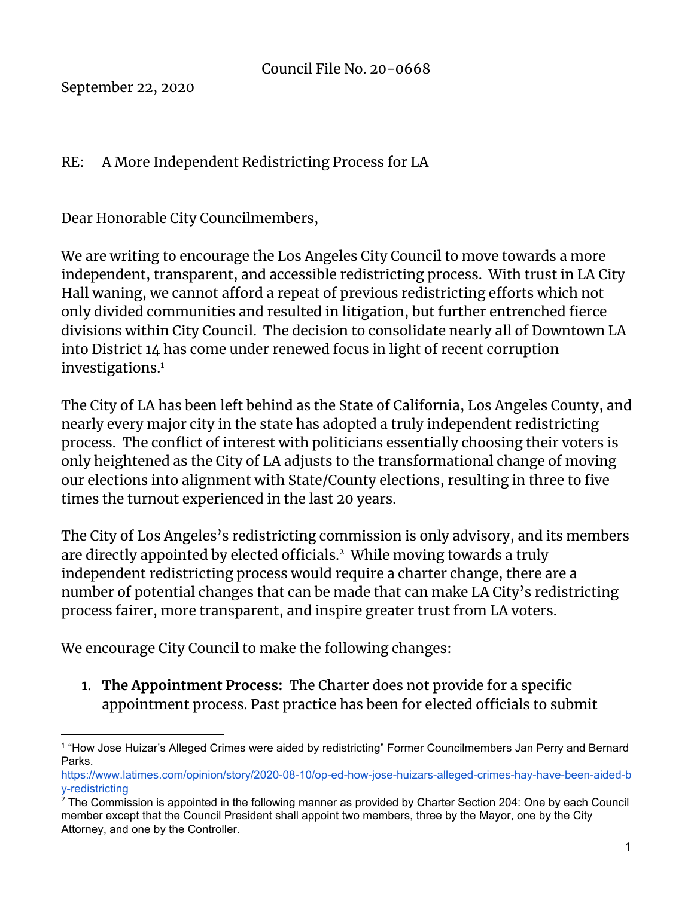Council File No. 20-0668

September 22, 2020

RE: A More Independent Redistricting Process for LA

Dear Honorable City Councilmembers,

We are writing to encourage the Los Angeles City Council to move towards a more independent, transparent, and accessible redistricting process. With trust in LA City Hall waning, we cannot afford a repeat of previous redistricting efforts which not only divided communities and resulted in litigation, but further entrenched fierce divisions within City Council. The decision to consolidate nearly all of Downtown LA into District 14 has come under renewed focus in light of recent corruption investigations.[1]

The City of LA has been left behind as the State of California, Los Angeles County, and nearly every major city in the state has adopted a truly independent redistricting process. The conflict of interest with politicians essentially choosing their voters is only heightened as the City of LA adjusts to the transformational change of moving our elections into alignment with State/County elections, resulting in three to five times the turnout experienced in the last 20 years.

The City of Los Angeles's redistricting commission is only advisory, and its members are directly appointed by elected officials.[2] While moving towards a truly independent redistricting process would require a charter change, there are a number of potential changes that can be made that can make LA City's redistricting process fairer, more transparent, and inspire greater trust from LA voters.

We encourage City Council to make the following changes:

1. **The Appointment Process:** The Charter does not provide for a specific appointment process. Past practice has been for elected officials to submit

---

[1] "How Jose Huizar's Alleged Crimes were aided by redistricting" Former Councilmembers Jan Perry and Bernard Parks.
https://www.latimes.com/opinion/story/2020-08-10/op-ed-how-jose-huizars-alleged-crimes-hay-have-been-aided-by-redistricting

[2] The Commission is appointed in the following manner as provided by Charter Section 204: One by each Council member except that the Council President shall appoint two members, three by the Mayor, one by the City Attorney, and one by the Controller.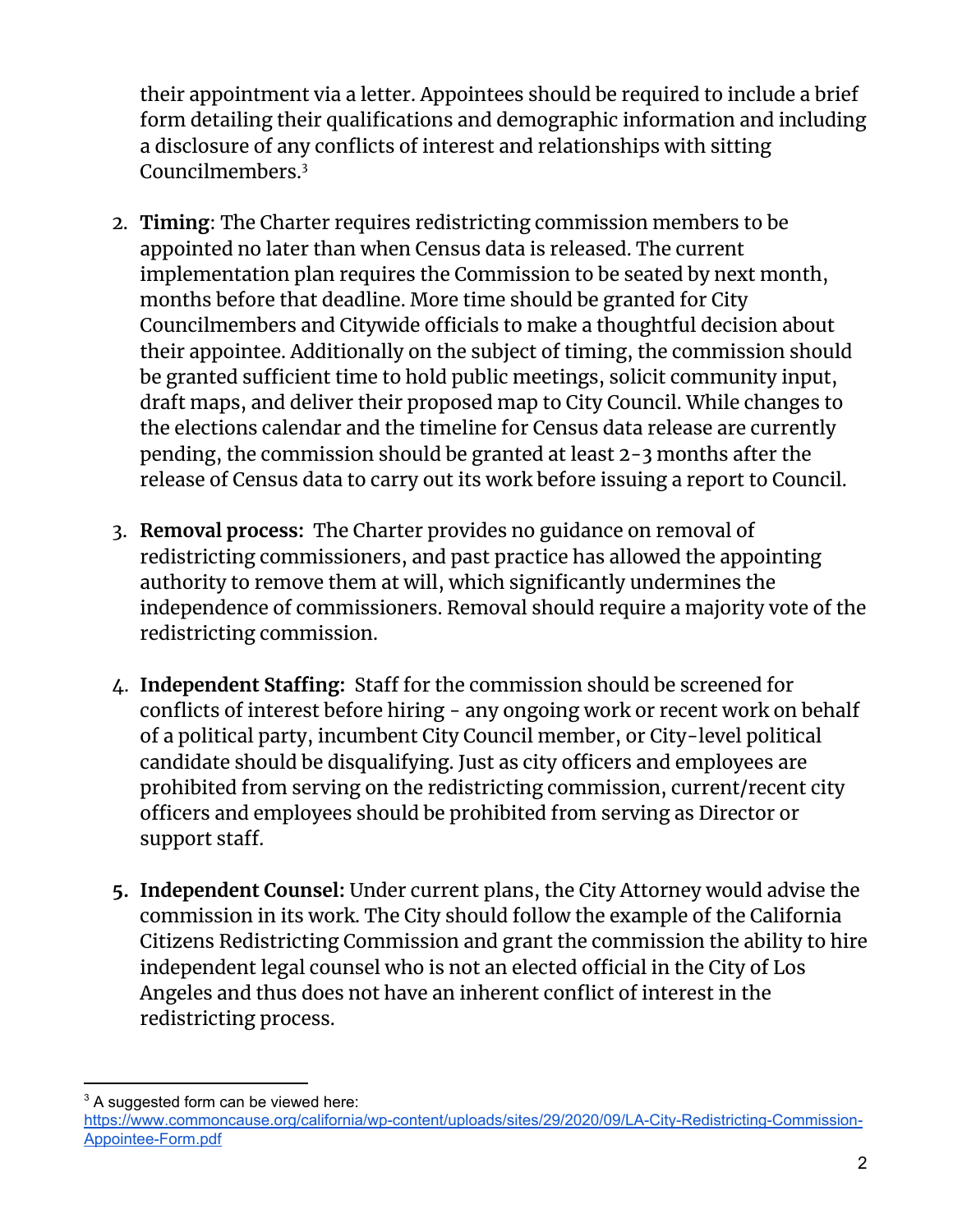their appointment via a letter. Appointees should be required to include a brief form detailing their qualifications and demographic information and including a disclosure of any conflicts of interest and relationships with sitting Councilmembers.[3]

2. **Timing**: The Charter requires redistricting commission members to be appointed no later than when Census data is released. The current implementation plan requires the Commission to be seated by next month, months before that deadline. More time should be granted for City Councilmembers and Citywide officials to make a thoughtful decision about their appointee. Additionally on the subject of timing, the commission should be granted sufficient time to hold public meetings, solicit community input, draft maps, and deliver their proposed map to City Council. While changes to the elections calendar and the timeline for Census data release are currently pending, the commission should be granted at least 2-3 months after the release of Census data to carry out its work before issuing a report to Council.

3. **Removal process:** The Charter provides no guidance on removal of redistricting commissioners, and past practice has allowed the appointing authority to remove them at will, which significantly undermines the independence of commissioners. Removal should require a majority vote of the redistricting commission.

4. **Independent Staffing:** Staff for the commission should be screened for conflicts of interest before hiring - any ongoing work or recent work on behalf of a political party, incumbent City Council member, or City-level political candidate should be disqualifying. Just as city officers and employees are prohibited from serving on the redistricting commission, current/recent city officers and employees should be prohibited from serving as Director or support staff.

5. **Independent Counsel:** Under current plans, the City Attorney would advise the commission in its work. The City should follow the example of the California Citizens Redistricting Commission and grant the commission the ability to hire independent legal counsel who is not an elected official in the City of Los Angeles and thus does not have an inherent conflict of interest in the redistricting process.

---

[3] A suggested form can be viewed here: https://www.commoncause.org/california/wp-content/uploads/sites/29/2020/09/LA-City-Redistricting-Commission-Appointee-Form.pdf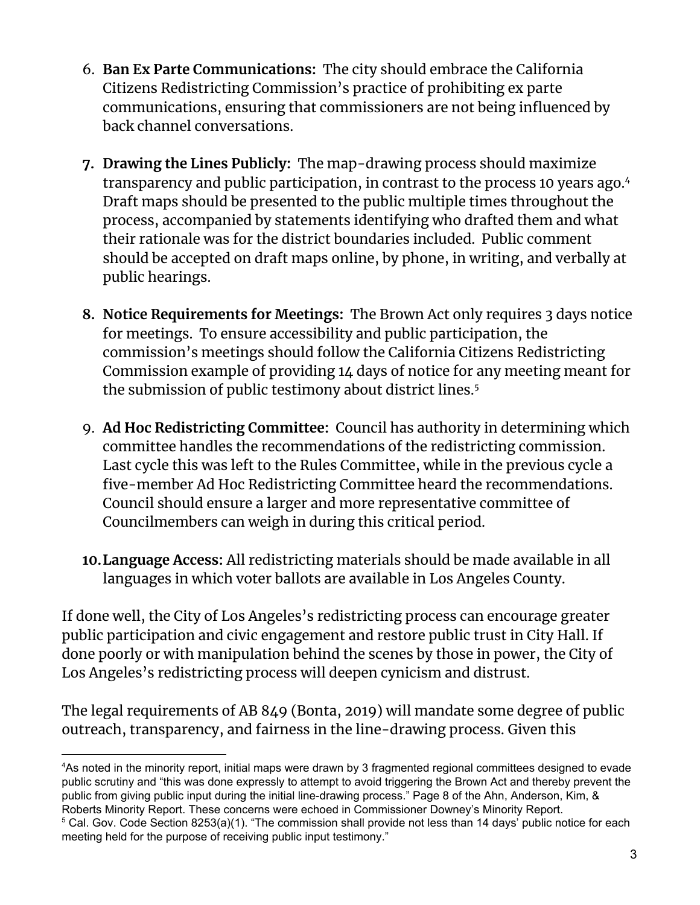6. **Ban Ex Parte Communications:** The city should embrace the California Citizens Redistricting Commission's practice of prohibiting ex parte communications, ensuring that commissioners are not being influenced by back channel conversations.

7. **Drawing the Lines Publicly:** The map-drawing process should maximize transparency and public participation, in contrast to the process 10 years ago.[4] Draft maps should be presented to the public multiple times throughout the process, accompanied by statements identifying who drafted them and what their rationale was for the district boundaries included. Public comment should be accepted on draft maps online, by phone, in writing, and verbally at public hearings.

8. **Notice Requirements for Meetings:** The Brown Act only requires 3 days notice for meetings. To ensure accessibility and public participation, the commission's meetings should follow the California Citizens Redistricting Commission example of providing 14 days of notice for any meeting meant for the submission of public testimony about district lines.[5]

9. **Ad Hoc Redistricting Committee:** Council has authority in determining which committee handles the recommendations of the redistricting commission. Last cycle this was left to the Rules Committee, while in the previous cycle a five-member Ad Hoc Redistricting Committee heard the recommendations. Council should ensure a larger and more representative committee of Councilmembers can weigh in during this critical period.

10. **Language Access:** All redistricting materials should be made available in all languages in which voter ballots are available in Los Angeles County.

If done well, the City of Los Angeles's redistricting process can encourage greater public participation and civic engagement and restore public trust in City Hall. If done poorly or with manipulation behind the scenes by those in power, the City of Los Angeles's redistricting process will deepen cynicism and distrust.

The legal requirements of AB 849 (Bonta, 2019) will mandate some degree of public outreach, transparency, and fairness in the line-drawing process. Given this

---

[4] As noted in the minority report, initial maps were drawn by 3 fragmented regional committees designed to evade public scrutiny and "this was done expressly to attempt to avoid triggering the Brown Act and thereby prevent the public from giving public input during the initial line-drawing process." Page 8 of the Ahn, Anderson, Kim, & Roberts Minority Report. These concerns were echoed in Commissioner Downey's Minority Report.

[5] Cal. Gov. Code Section 8253(a)(1). "The commission shall provide not less than 14 days' public notice for each meeting held for the purpose of receiving public input testimony."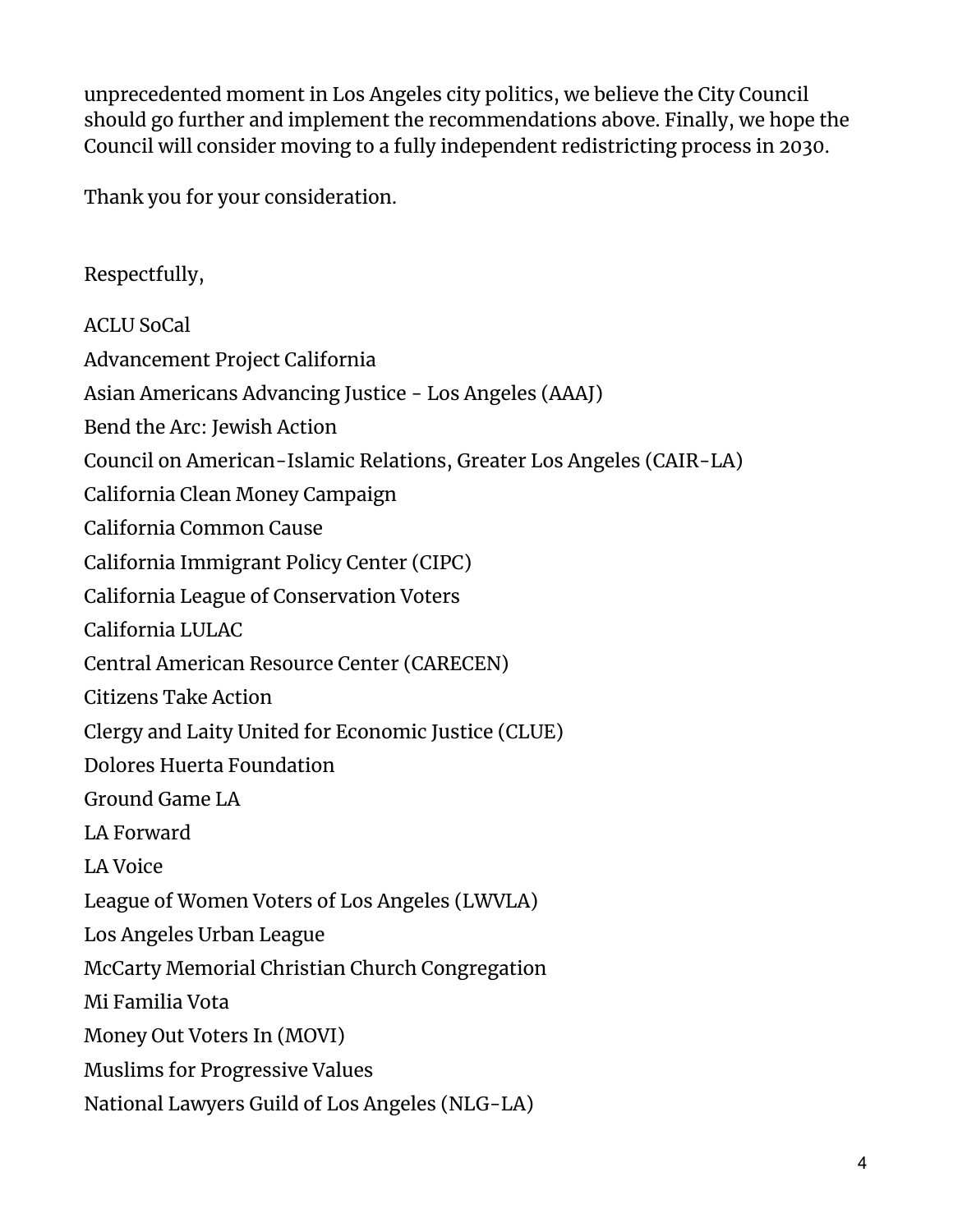unprecedented moment in Los Angeles city politics, we believe the City Council should go further and implement the recommendations above. Finally, we hope the Council will consider moving to a fully independent redistricting process in 2030.

Thank you for your consideration.

Respectfully,

ACLU SoCal

Advancement Project California

Asian Americans Advancing Justice - Los Angeles (AAAJ)

Bend the Arc: Jewish Action

Council on American-Islamic Relations, Greater Los Angeles (CAIR-LA)

California Clean Money Campaign

California Common Cause

California Immigrant Policy Center (CIPC)

California League of Conservation Voters

California LULAC

Central American Resource Center (CARECEN)

Citizens Take Action

Clergy and Laity United for Economic Justice (CLUE)

Dolores Huerta Foundation

Ground Game LA

LA Forward

LA Voice

League of Women Voters of Los Angeles (LWVLA)

Los Angeles Urban League

McCarty Memorial Christian Church Congregation

Mi Familia Vota

Money Out Voters In (MOVI)

Muslims for Progressive Values

National Lawyers Guild of Los Angeles (NLG-LA)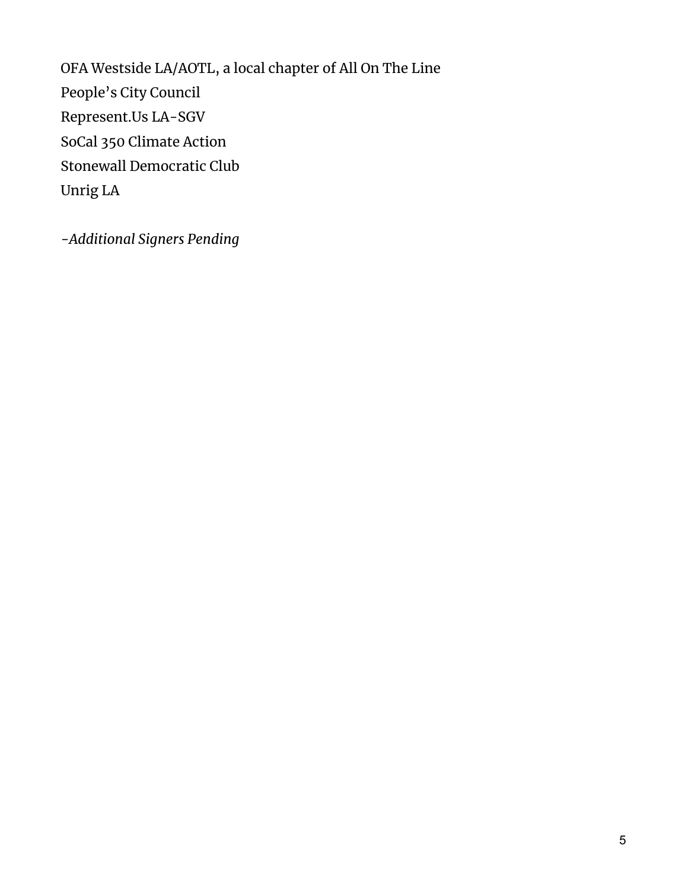OFA Westside LA/AOTL, a local chapter of All On The Line
People's City Council
Represent.Us LA-SGV
SoCal 350 Climate Action
Stonewall Democratic Club
Unrig LA

-*Additional Signers Pending*